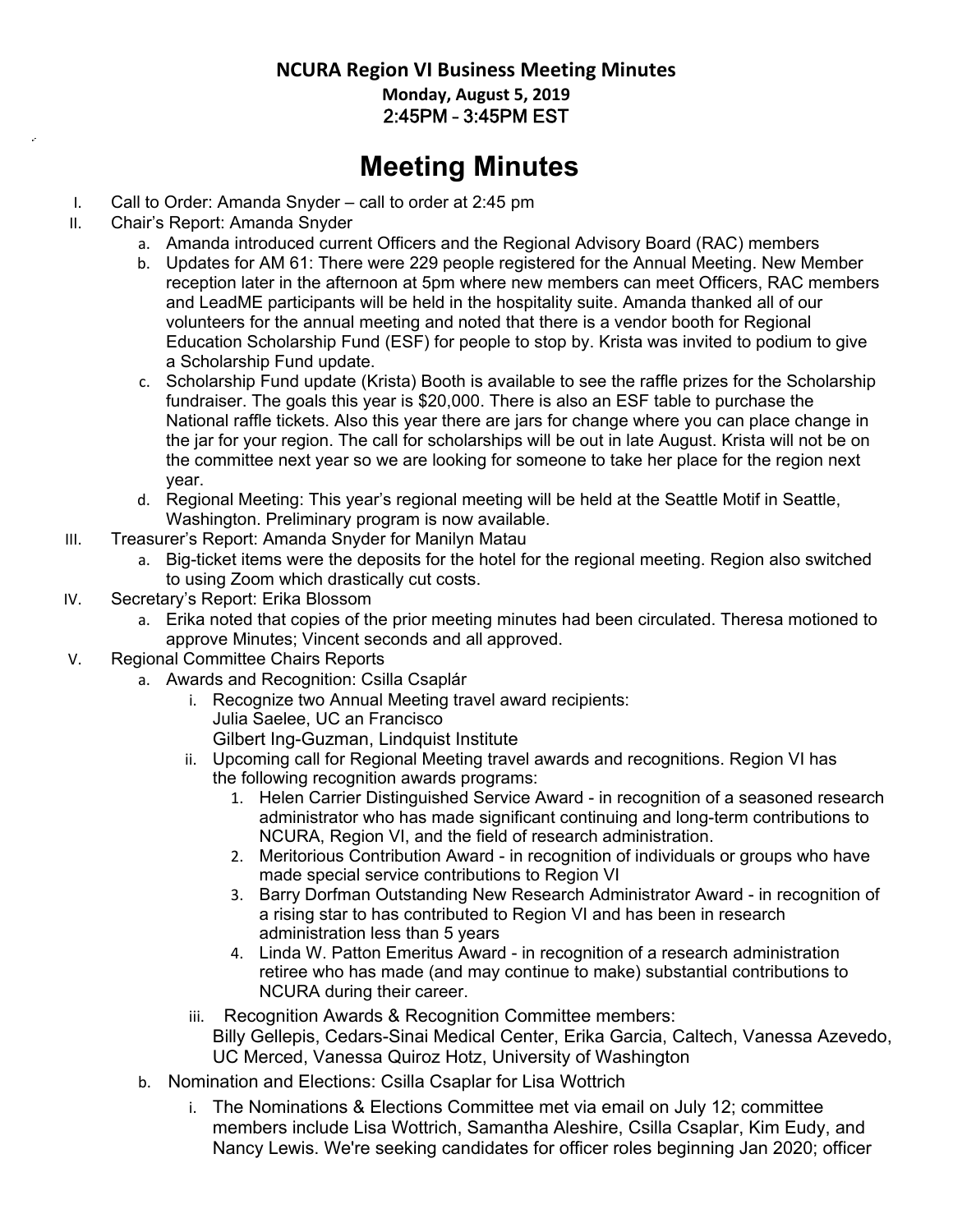**NCURA Region VI Business Meeting Minutes**

**Monday, August 5, 2019**

2:45PM – 3:45PM EST

# Meeting Minutes

I. Call to Order: Amanda Snyder – call to order at 2:45 pm

II. Chair's Report: Amanda Snyder

  a. Amanda introduced current Officers and the Regional Advisory Board (RAC) members

  b. Updates for AM 61: There were 229 people registered for the Annual Meeting. New Member reception later in the afternoon at 5pm where new members can meet Officers, RAC members and LeadME participants will be held in the hospitality suite. Amanda thanked all of our volunteers for the annual meeting and noted that there is a vendor booth for Regional Education Scholarship Fund (ESF) for people to stop by. Krista was invited to podium to give a Scholarship Fund update.

  c. Scholarship Fund update (Krista) Booth is available to see the raffle prizes for the Scholarship fundraiser. The goals this year is $20,000. There is also an ESF table to purchase the National raffle tickets. Also this year there are jars for change where you can place change in the jar for your region. The call for scholarships will be out in late August. Krista will not be on the committee next year so we are looking for someone to take her place for the region next year.

  d. Regional Meeting: This year's regional meeting will be held at the Seattle Motif in Seattle, Washington. Preliminary program is now available.

III. Treasurer's Report: Amanda Snyder for Manilyn Matau

  a. Big-ticket items were the deposits for the hotel for the regional meeting. Region also switched to using Zoom which drastically cut costs.

IV. Secretary's Report: Erika Blossom

  a. Erika noted that copies of the prior meeting minutes had been circulated. Theresa motioned to approve Minutes; Vincent seconds and all approved.

V. Regional Committee Chairs Reports

  a. Awards and Recognition: Csilla Csaplár

    i. Recognize two Annual Meeting travel award recipients:
       Julia Saelee, UC an Francisco
       Gilbert Ing-Guzman, Lindquist Institute

    ii. Upcoming call for Regional Meeting travel awards and recognitions. Region VI has the following recognition awards programs:

      1. Helen Carrier Distinguished Service Award - in recognition of a seasoned research administrator who has made significant continuing and long-term contributions to NCURA, Region VI, and the field of research administration.

      2. Meritorious Contribution Award - in recognition of individuals or groups who have made special service contributions to Region VI

      3. Barry Dorfman Outstanding New Research Administrator Award - in recognition of a rising star to has contributed to Region VI and has been in research administration less than 5 years

      4. Linda W. Patton Emeritus Award - in recognition of a research administration retiree who has made (and may continue to make) substantial contributions to NCURA during their career.

    iii. Recognition Awards & Recognition Committee members:
       Billy Gellepis, Cedars-Sinai Medical Center, Erika Garcia, Caltech, Vanessa Azevedo, UC Merced, Vanessa Quiroz Hotz, University of Washington

  b. Nomination and Elections: Csilla Csaplar for Lisa Wottrich

    i. The Nominations & Elections Committee met via email on July 12; committee members include Lisa Wottrich, Samantha Aleshire, Csilla Csaplar, Kim Eudy, and Nancy Lewis. We're seeking candidates for officer roles beginning Jan 2020; officer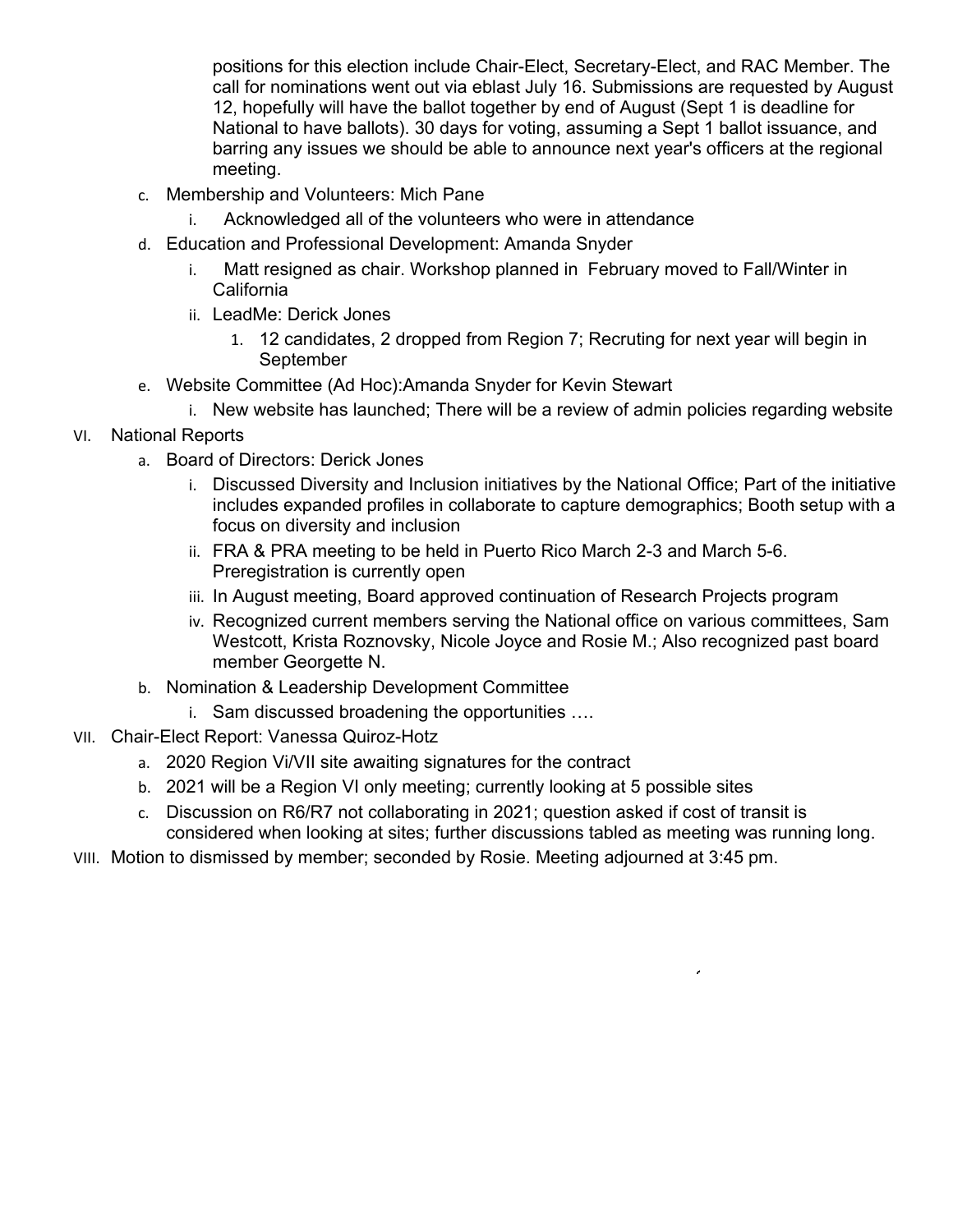positions for this election include Chair-Elect, Secretary-Elect, and RAC Member. The call for nominations went out via eblast July 16. Submissions are requested by August 12, hopefully will have the ballot together by end of August (Sept 1 is deadline for National to have ballots). 30 days for voting, assuming a Sept 1 ballot issuance, and barring any issues we should be able to announce next year's officers at the regional meeting.

- c. Membership and Volunteers: Mich Pane
    - i. Acknowledged all of the volunteers who were in attendance
- d. Education and Professional Development: Amanda Snyder
    - i. Matt resigned as chair. Workshop planned in February moved to Fall/Winter in California
    - ii. LeadMe: Derick Jones
        1. 12 candidates, 2 dropped from Region 7; Recruting for next year will begin in September
- e. Website Committee (Ad Hoc):Amanda Snyder for Kevin Stewart
    - i. New website has launched; There will be a review of admin policies regarding website

VI. National Reports

- a. Board of Directors: Derick Jones
    - i. Discussed Diversity and Inclusion initiatives by the National Office; Part of the initiative includes expanded profiles in collaborate to capture demographics; Booth setup with a focus on diversity and inclusion
    - ii. FRA & PRA meeting to be held in Puerto Rico March 2-3 and March 5-6. Preregistration is currently open
    - iii. In August meeting, Board approved continuation of Research Projects program
    - iv. Recognized current members serving the National office on various committees, Sam Westcott, Krista Roznovsky, Nicole Joyce and Rosie M.; Also recognized past board member Georgette N.
- b. Nomination & Leadership Development Committee
    - i. Sam discussed broadening the opportunities ….

VII. Chair-Elect Report: Vanessa Quiroz-Hotz

- a. 2020 Region Vi/VII site awaiting signatures for the contract
- b. 2021 will be a Region VI only meeting; currently looking at 5 possible sites
- c. Discussion on R6/R7 not collaborating in 2021; question asked if cost of transit is considered when looking at sites; further discussions tabled as meeting was running long.

VIII. Motion to dismissed by member; seconded by Rosie. Meeting adjourned at 3:45 pm.